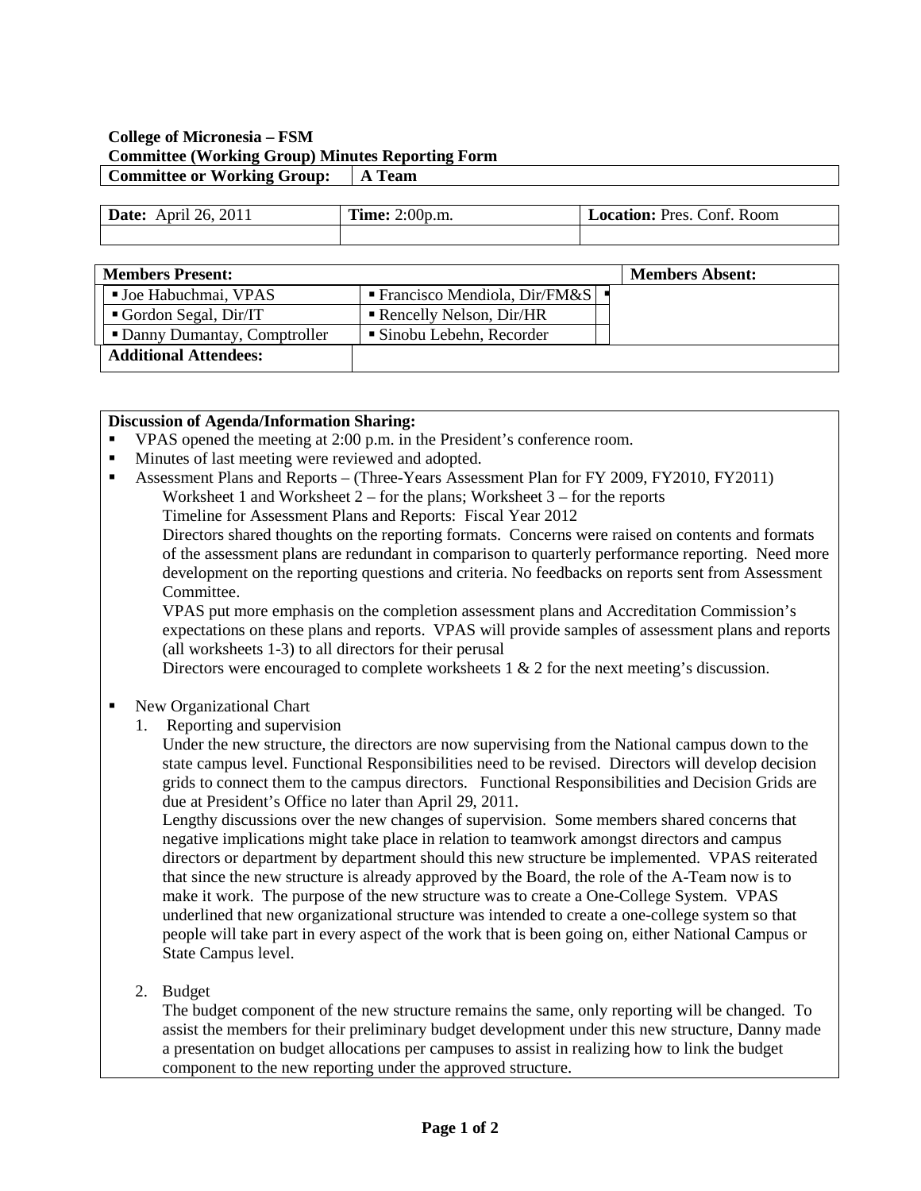**College of Micronesia – FSM**
**Committee (Working Group) Minutes Reporting Form**

| **Committee or Working Group:** | **A Team** |
|---|---|

| **Date:** April 26, 2011 | **Time:** 2:00p.m. | **Location:** Pres. Conf. Room |
|---|---|---|
| | | |

| **Members Present:** | | | **Members Absent:** |
|---|---|---|---|
| ▪ Joe Habuchmai, VPAS | ▪ Francisco Mendiola, Dir/FM&S | ▪ | |
| ▪ Gordon Segal, Dir/IT | ▪ Rencelly Nelson, Dir/HR | | |
| ▪ Danny Dumantay, Comptroller | ▪ Sinobu Lebehn, Recorder | | |
| **Additional Attendees:** | | | |

**Discussion of Agenda/Information Sharing:**

- VPAS opened the meeting at 2:00 p.m. in the President's conference room.
- Minutes of last meeting were reviewed and adopted.
- Assessment Plans and Reports – (Three-Years Assessment Plan for FY 2009, FY2010, FY2011)

  Worksheet 1 and Worksheet 2 – for the plans; Worksheet 3 – for the reports

  Timeline for Assessment Plans and Reports: Fiscal Year 2012

  Directors shared thoughts on the reporting formats. Concerns were raised on contents and formats of the assessment plans are redundant in comparison to quarterly performance reporting. Need more development on the reporting questions and criteria. No feedbacks on reports sent from Assessment Committee.

  VPAS put more emphasis on the completion assessment plans and Accreditation Commission's expectations on these plans and reports. VPAS will provide samples of assessment plans and reports (all worksheets 1-3) to all directors for their perusal

  Directors were encouraged to complete worksheets 1 & 2 for the next meeting's discussion.

- New Organizational Chart
  1. Reporting and supervision

     Under the new structure, the directors are now supervising from the National campus down to the state campus level. Functional Responsibilities need to be revised. Directors will develop decision grids to connect them to the campus directors. Functional Responsibilities and Decision Grids are due at President's Office no later than April 29, 2011.

     Lengthy discussions over the new changes of supervision. Some members shared concerns that negative implications might take place in relation to teamwork amongst directors and campus directors or department by department should this new structure be implemented. VPAS reiterated that since the new structure is already approved by the Board, the role of the A-Team now is to make it work. The purpose of the new structure was to create a One-College System. VPAS underlined that new organizational structure was intended to create a one-college system so that people will take part in every aspect of the work that is been going on, either National Campus or State Campus level.

  2. Budget

     The budget component of the new structure remains the same, only reporting will be changed. To assist the members for their preliminary budget development under this new structure, Danny made a presentation on budget allocations per campuses to assist in realizing how to link the budget component to the new reporting under the approved structure.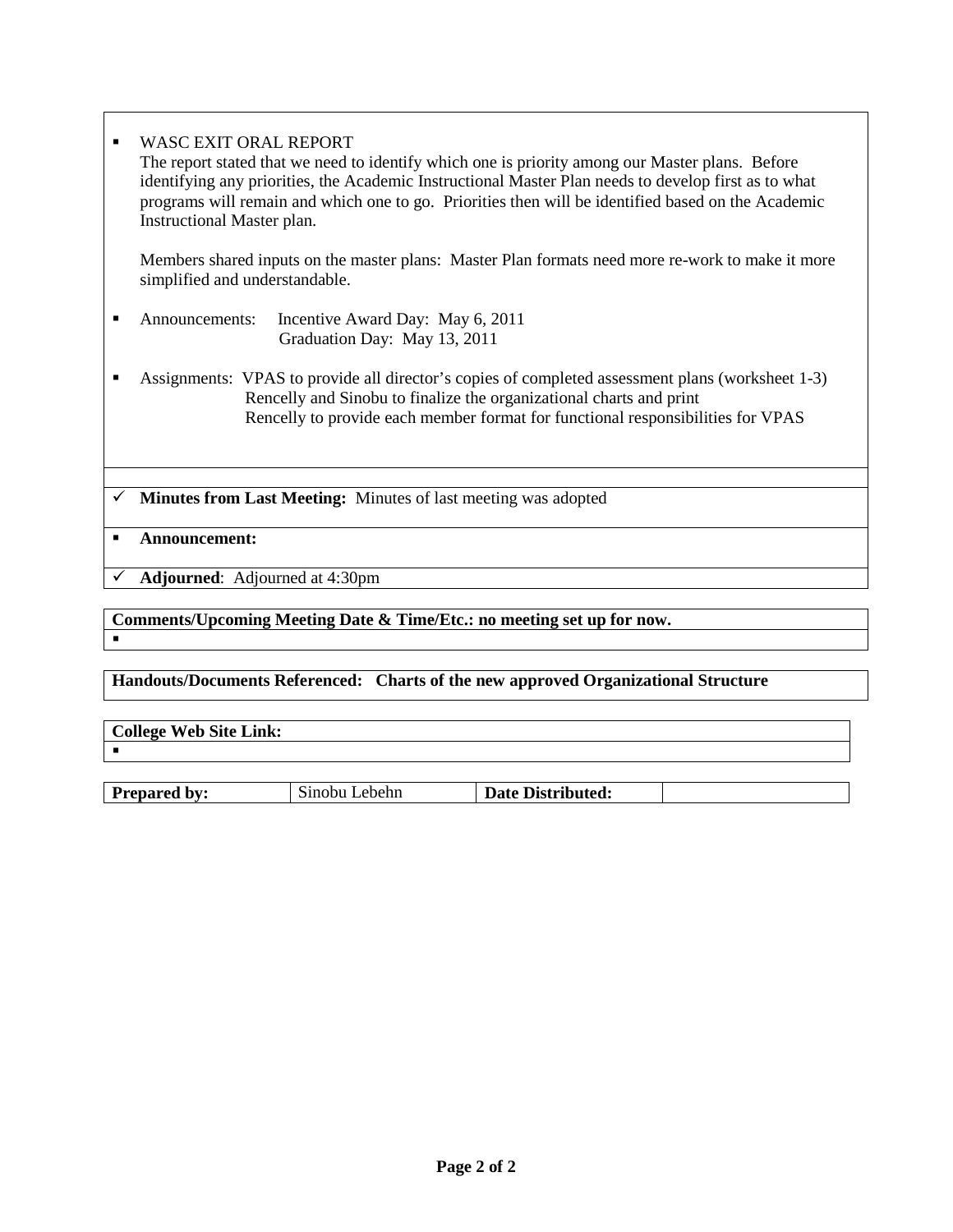- WASC EXIT ORAL REPORT
  The report stated that we need to identify which one is priority among our Master plans. Before identifying any priorities, the Academic Instructional Master Plan needs to develop first as to what programs will remain and which one to go. Priorities then will be identified based on the Academic Instructional Master plan.

  Members shared inputs on the master plans: Master Plan formats need more re-work to make it more simplified and understandable.

- Announcements: Incentive Award Day: May 6, 2011
  Graduation Day: May 13, 2011

- Assignments: VPAS to provide all director's copies of completed assessment plans (worksheet 1-3)
  Rencelly and Sinobu to finalize the organizational charts and print
  Rencelly to provide each member format for functional responsibilities for VPAS

✓ **Minutes from Last Meeting:** Minutes of last meeting was adopted

- **Announcement:**

✓ **Adjourned**: Adjourned at 4:30pm

**Comments/Upcoming Meeting Date & Time/Etc.: no meeting set up for now.**

- 

**Handouts/Documents Referenced: Charts of the new approved Organizational Structure**

**College Web Site Link:**

- 

| | | | |
|---|---|---|---|
| **Prepared by:** | Sinobu Lebehn | **Date Distributed:** | |